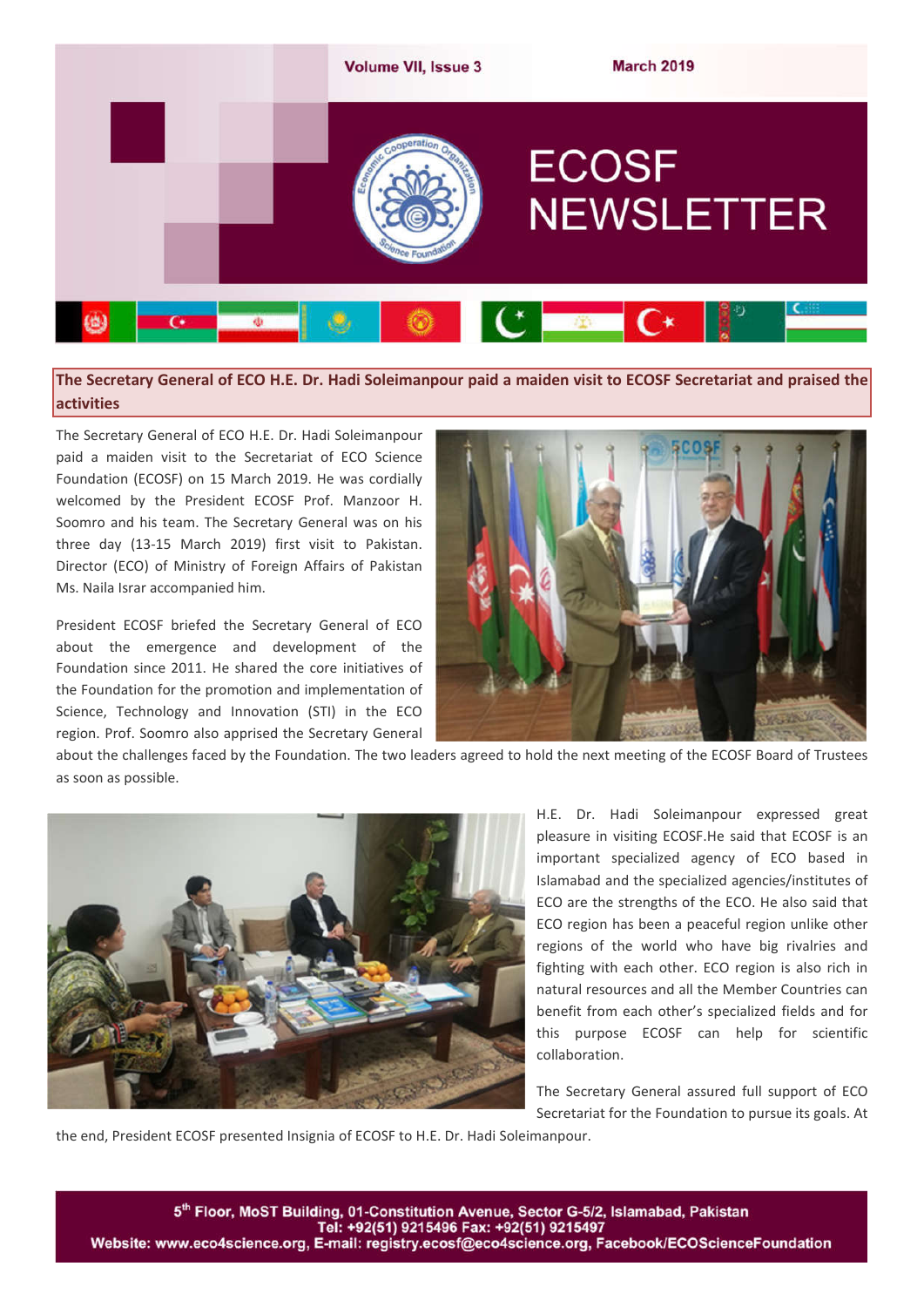# ECOSF NEWSLETTER

Volume VII, Issue 3 — March 2019

## The Secretary General of ECO H.E. Dr. Hadi Soleimanpour paid a maiden visit to ECOSF Secretariat and praised the activities

The Secretary General of ECO H.E. Dr. Hadi Soleimanpour paid a maiden visit to the Secretariat of ECO Science Foundation (ECOSF) on 15 March 2019. He was cordially welcomed by the President ECOSF Prof. Manzoor H. Soomro and his team. The Secretary General was on his three day (13-15 March 2019) first visit to Pakistan. Director (ECO) of Ministry of Foreign Affairs of Pakistan Ms. Naila Israr accompanied him.

President ECOSF briefed the Secretary General of ECO about the emergence and development of the Foundation since 2011. He shared the core initiatives of the Foundation for the promotion and implementation of Science, Technology and Innovation (STI) in the ECO region. Prof. Soomro also apprised the Secretary General about the challenges faced by the Foundation. The two leaders agreed to hold the next meeting of the ECOSF Board of Trustees as soon as possible.

H.E. Dr. Hadi Soleimanpour expressed great pleasure in visiting ECOSF.He said that ECOSF is an important specialized agency of ECO based in Islamabad and the specialized agencies/institutes of ECO are the strengths of the ECO. He also said that ECO region has been a peaceful region unlike other regions of the world who have big rivalries and fighting with each other. ECO region is also rich in natural resources and all the Member Countries can benefit from each other's specialized fields and for this purpose ECOSF can help for scientific collaboration.

The Secretary General assured full support of ECO Secretariat for the Foundation to pursue its goals. At the end, President ECOSF presented Insignia of ECOSF to H.E. Dr. Hadi Soleimanpour.

5th Floor, MoST Building, 01-Constitution Avenue, Sector G-5/2, Islamabad, Pakistan
Tel: +92(51) 9215496 Fax: +92(51) 9215497
Website: www.eco4science.org, E-mail: registry.ecosf@eco4science.org, Facebook/ECOScienceFoundation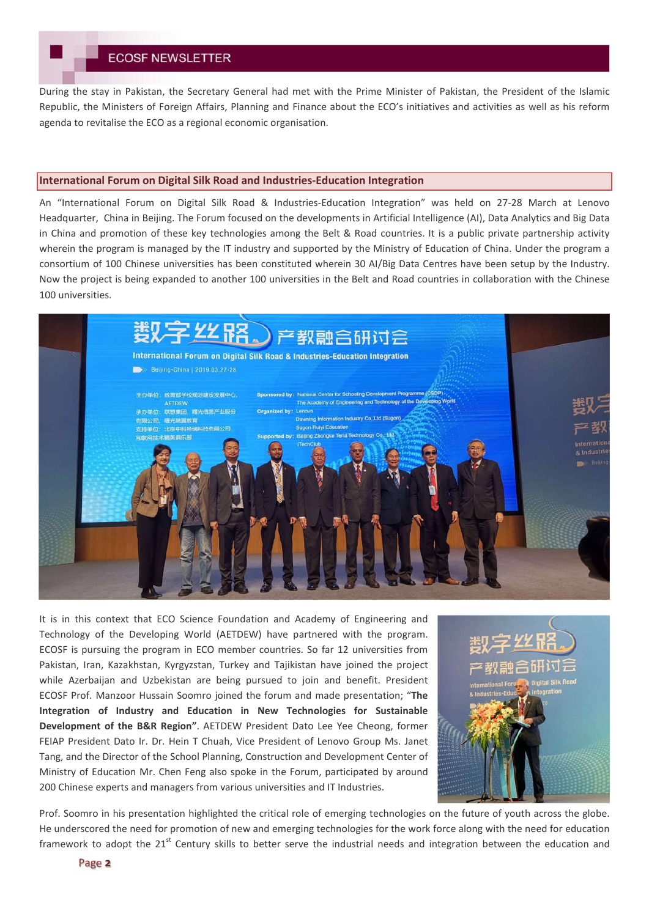During the stay in Pakistan, the Secretary General had met with the Prime Minister of Pakistan, the President of the Islamic Republic, the Ministers of Foreign Affairs, Planning and Finance about the ECO's initiatives and activities as well as his reform agenda to revitalise the ECO as a regional economic organisation.

## International Forum on Digital Silk Road and Industries-Education Integration

An "International Forum on Digital Silk Road & Industries-Education Integration" was held on 27-28 March at Lenovo Headquarter, China in Beijing. The Forum focused on the developments in Artificial Intelligence (AI), Data Analytics and Big Data in China and promotion of these key technologies among the Belt & Road countries. It is a public private partnership activity wherein the program is managed by the IT industry and supported by the Ministry of Education of China. Under the program a consortium of 100 Chinese universities has been constituted wherein 30 AI/Big Data Centres have been setup by the Industry. Now the project is being expanded to another 100 universities in the Belt and Road countries in collaboration with the Chinese 100 universities.

It is in this context that ECO Science Foundation and Academy of Engineering and Technology of the Developing World (AETDEW) have partnered with the program. ECOSF is pursuing the program in ECO member countries. So far 12 universities from Pakistan, Iran, Kazakhstan, Kyrgyzstan, Turkey and Tajikistan have joined the project while Azerbaijan and Uzbekistan are being pursued to join and benefit. President ECOSF Prof. Manzoor Hussain Soomro joined the forum and made presentation; "**The Integration of Industry and Education in New Technologies for Sustainable Development of the B&R Region**". AETDEW President Dato Lee Yee Cheong, former FEIAP President Dato Ir. Dr. Hein T Chuah, Vice President of Lenovo Group Ms. Janet Tang, and the Director of the School Planning, Construction and Development Center of Ministry of Education Mr. Chen Feng also spoke in the Forum, participated by around 200 Chinese experts and managers from various universities and IT Industries.

Prof. Soomro in his presentation highlighted the critical role of emerging technologies on the future of youth across the globe. He underscored the need for promotion of new and emerging technologies for the work force along with the need for education framework to adopt the 21st Century skills to better serve the industrial needs and integration between the education and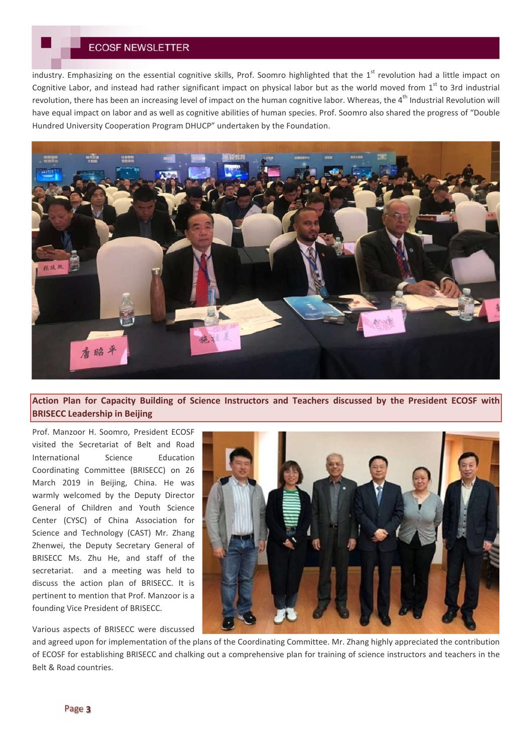industry. Emphasizing on the essential cognitive skills, Prof. Soomro highlighted that the 1st revolution had a little impact on Cognitive Labor, and instead had rather significant impact on physical labor but as the world moved from 1st to 3rd industrial revolution, there has been an increasing level of impact on the human cognitive labor. Whereas, the 4th Industrial Revolution will have equal impact on labor and as well as cognitive abilities of human species. Prof. Soomro also shared the progress of "Double Hundred University Cooperation Program DHUCP" undertaken by the Foundation.

## Action Plan for Capacity Building of Science Instructors and Teachers discussed by the President ECOSF with BRISECC Leadership in Beijing

Prof. Manzoor H. Soomro, President ECOSF visited the Secretariat of Belt and Road International Science Education Coordinating Committee (BRISECC) on 26 March 2019 in Beijing, China. He was warmly welcomed by the Deputy Director General of Children and Youth Science Center (CYSC) of China Association for Science and Technology (CAST) Mr. Zhang Zhenwei, the Deputy Secretary General of BRISECC Ms. Zhu He, and staff of the secretariat. and a meeting was held to discuss the action plan of BRISECC. It is pertinent to mention that Prof. Manzoor is a founding Vice President of BRISECC.

Various aspects of BRISECC were discussed and agreed upon for implementation of the plans of the Coordinating Committee. Mr. Zhang highly appreciated the contribution of ECOSF for establishing BRISECC and chalking out a comprehensive plan for training of science instructors and teachers in the Belt & Road countries.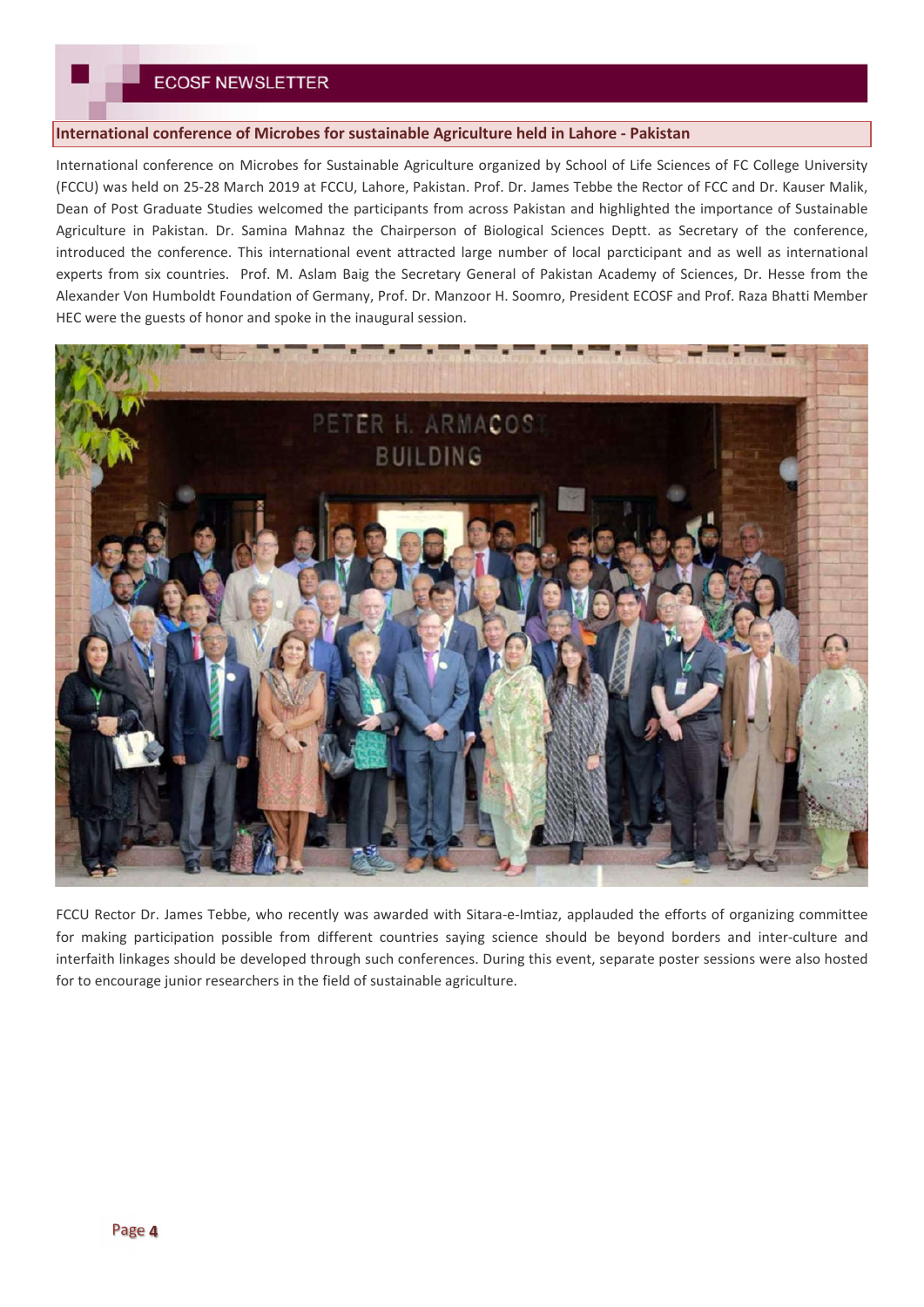## International conference of Microbes for sustainable Agriculture held in Lahore - Pakistan

International conference on Microbes for Sustainable Agriculture organized by School of Life Sciences of FC College University (FCCU) was held on 25-28 March 2019 at FCCU, Lahore, Pakistan. Prof. Dr. James Tebbe the Rector of FCC and Dr. Kauser Malik, Dean of Post Graduate Studies welcomed the participants from across Pakistan and highlighted the importance of Sustainable Agriculture in Pakistan. Dr. Samina Mahnaz the Chairperson of Biological Sciences Deptt. as Secretary of the conference, introduced the conference. This international event attracted large number of local parcticipant and as well as international experts from six countries. Prof. M. Aslam Baig the Secretary General of Pakistan Academy of Sciences, Dr. Hesse from the Alexander Von Humboldt Foundation of Germany, Prof. Dr. Manzoor H. Soomro, President ECOSF and Prof. Raza Bhatti Member HEC were the guests of honor and spoke in the inaugural session.

FCCU Rector Dr. James Tebbe, who recently was awarded with Sitara-e-Imtiaz, applauded the efforts of organizing committee for making participation possible from different countries saying science should be beyond borders and inter-culture and interfaith linkages should be developed through such conferences. During this event, separate poster sessions were also hosted for to encourage junior researchers in the field of sustainable agriculture.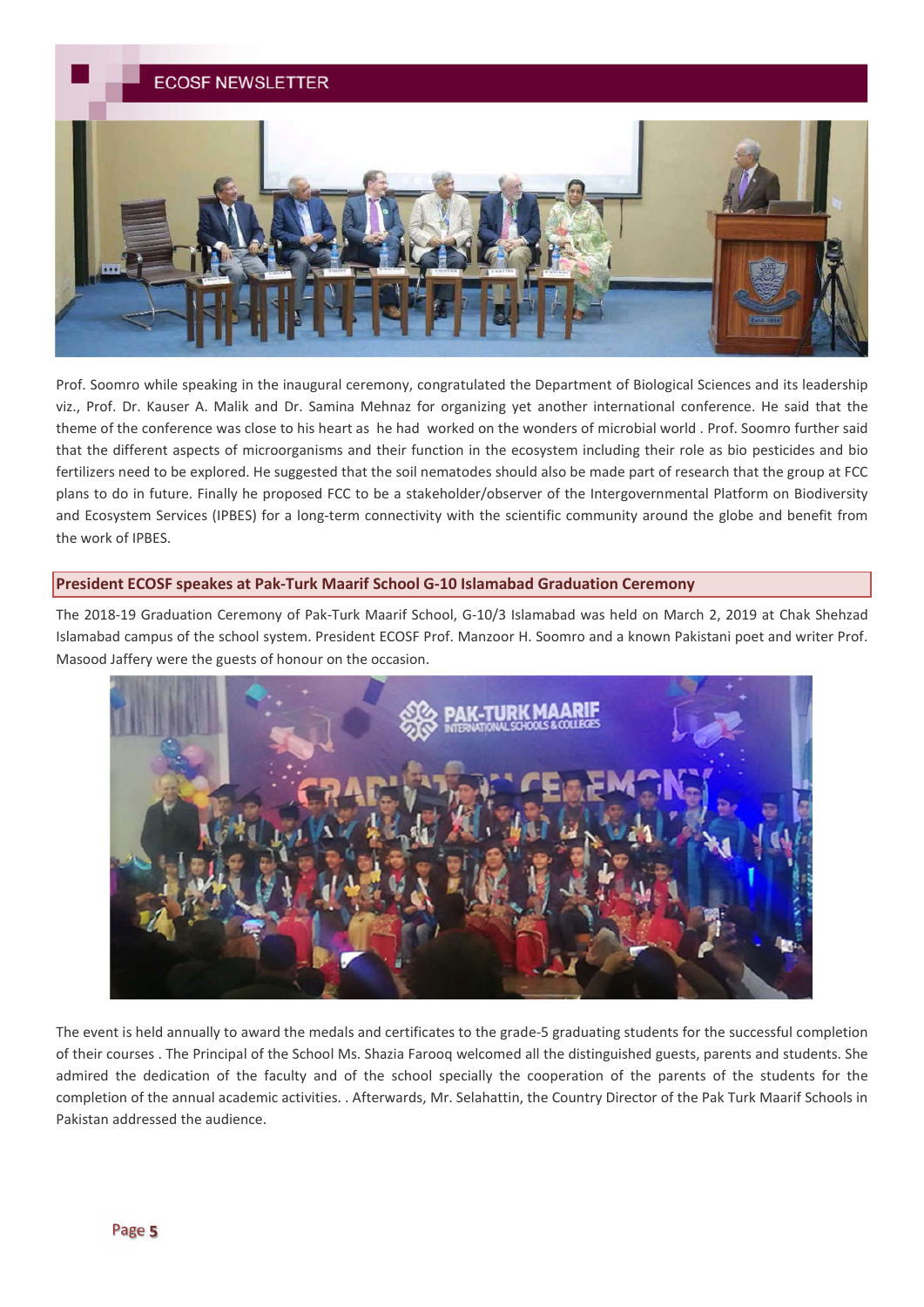Prof. Soomro while speaking in the inaugural ceremony, congratulated the Department of Biological Sciences and its leadership viz., Prof. Dr. Kauser A. Malik and Dr. Samina Mehnaz for organizing yet another international conference. He said that the theme of the conference was close to his heart as he had worked on the wonders of microbial world . Prof. Soomro further said that the different aspects of microorganisms and their function in the ecosystem including their role as bio pesticides and bio fertilizers need to be explored. He suggested that the soil nematodes should also be made part of research that the group at FCC plans to do in future. Finally he proposed FCC to be a stakeholder/observer of the Intergovernmental Platform on Biodiversity and Ecosystem Services (IPBES) for a long-term connectivity with the scientific community around the globe and benefit from the work of IPBES.

## President ECOSF speakes at Pak-Turk Maarif School G-10 Islamabad Graduation Ceremony

The 2018-19 Graduation Ceremony of Pak-Turk Maarif School, G-10/3 Islamabad was held on March 2, 2019 at Chak Shehzad Islamabad campus of the school system. President ECOSF Prof. Manzoor H. Soomro and a known Pakistani poet and writer Prof. Masood Jaffery were the guests of honour on the occasion.

The event is held annually to award the medals and certificates to the grade-5 graduating students for the successful completion of their courses . The Principal of the School Ms. Shazia Farooq welcomed all the distinguished guests, parents and students. She admired the dedication of the faculty and of the school specially the cooperation of the parents of the students for the completion of the annual academic activities. . Afterwards, Mr. Selahattin, the Country Director of the Pak Turk Maarif Schools in Pakistan addressed the audience.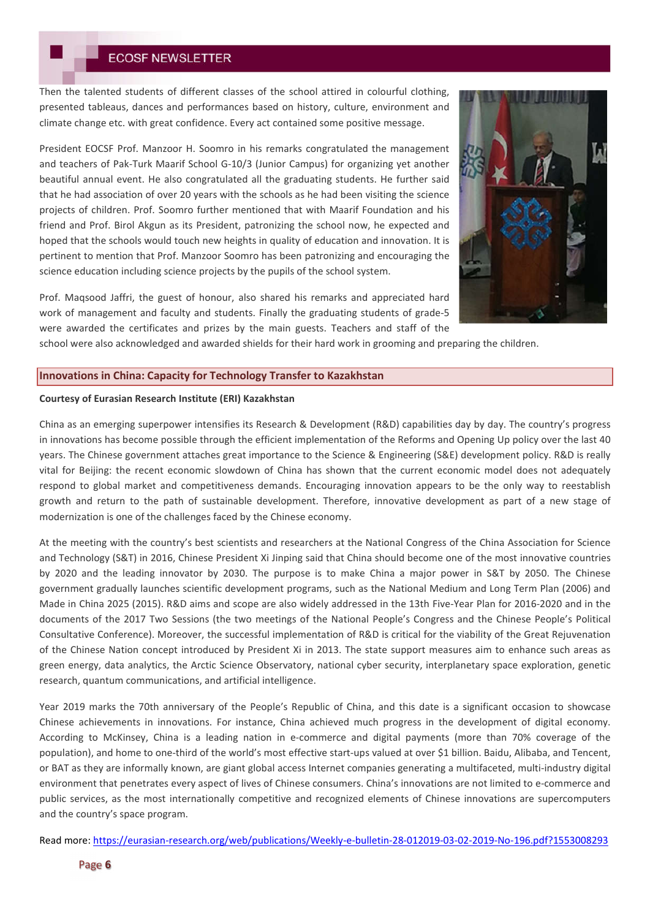Then the talented students of different classes of the school attired in colourful clothing, presented tableaus, dances and performances based on history, culture, environment and climate change etc. with great confidence. Every act contained some positive message.

President EOCSF Prof. Manzoor H. Soomro in his remarks congratulated the management and teachers of Pak-Turk Maarif School G-10/3 (Junior Campus) for organizing yet another beautiful annual event. He also congratulated all the graduating students. He further said that he had association of over 20 years with the schools as he had been visiting the science projects of children. Prof. Soomro further mentioned that with Maarif Foundation and his friend and Prof. Birol Akgun as its President, patronizing the school now, he expected and hoped that the schools would touch new heights in quality of education and innovation. It is pertinent to mention that Prof. Manzoor Soomro has been patronizing and encouraging the science education including science projects by the pupils of the school system.

Prof. Maqsood Jaffri, the guest of honour, also shared his remarks and appreciated hard work of management and faculty and students. Finally the graduating students of grade-5 were awarded the certificates and prizes by the main guests. Teachers and staff of the school were also acknowledged and awarded shields for their hard work in grooming and preparing the children.

## Innovations in China: Capacity for Technology Transfer to Kazakhstan

**Courtesy of Eurasian Research Institute (ERI) Kazakhstan**

China as an emerging superpower intensifies its Research & Development (R&D) capabilities day by day. The country's progress in innovations has become possible through the efficient implementation of the Reforms and Opening Up policy over the last 40 years. The Chinese government attaches great importance to the Science & Engineering (S&E) development policy. R&D is really vital for Beijing: the recent economic slowdown of China has shown that the current economic model does not adequately respond to global market and competitiveness demands. Encouraging innovation appears to be the only way to reestablish growth and return to the path of sustainable development. Therefore, innovative development as part of a new stage of modernization is one of the challenges faced by the Chinese economy.

At the meeting with the country's best scientists and researchers at the National Congress of the China Association for Science and Technology (S&T) in 2016, Chinese President Xi Jinping said that China should become one of the most innovative countries by 2020 and the leading innovator by 2030. The purpose is to make China a major power in S&T by 2050. The Chinese government gradually launches scientific development programs, such as the National Medium and Long Term Plan (2006) and Made in China 2025 (2015). R&D aims and scope are also widely addressed in the 13th Five-Year Plan for 2016-2020 and in the documents of the 2017 Two Sessions (the two meetings of the National People's Congress and the Chinese People's Political Consultative Conference). Moreover, the successful implementation of R&D is critical for the viability of the Great Rejuvenation of the Chinese Nation concept introduced by President Xi in 2013. The state support measures aim to enhance such areas as green energy, data analytics, the Arctic Science Observatory, national cyber security, interplanetary space exploration, genetic research, quantum communications, and artificial intelligence.

Year 2019 marks the 70th anniversary of the People's Republic of China, and this date is a significant occasion to showcase Chinese achievements in innovations. For instance, China achieved much progress in the development of digital economy. According to McKinsey, China is a leading nation in e-commerce and digital payments (more than 70% coverage of the population), and home to one-third of the world's most effective start-ups valued at over $1 billion. Baidu, Alibaba, and Tencent, or BAT as they are informally known, are giant global access Internet companies generating a multifaceted, multi-industry digital environment that penetrates every aspect of lives of Chinese consumers. China's innovations are not limited to e-commerce and public services, as the most internationally competitive and recognized elements of Chinese innovations are supercomputers and the country's space program.

Read more: https://eurasian-research.org/web/publications/Weekly-e-bulletin-28-012019-03-02-2019-No-196.pdf?1553008293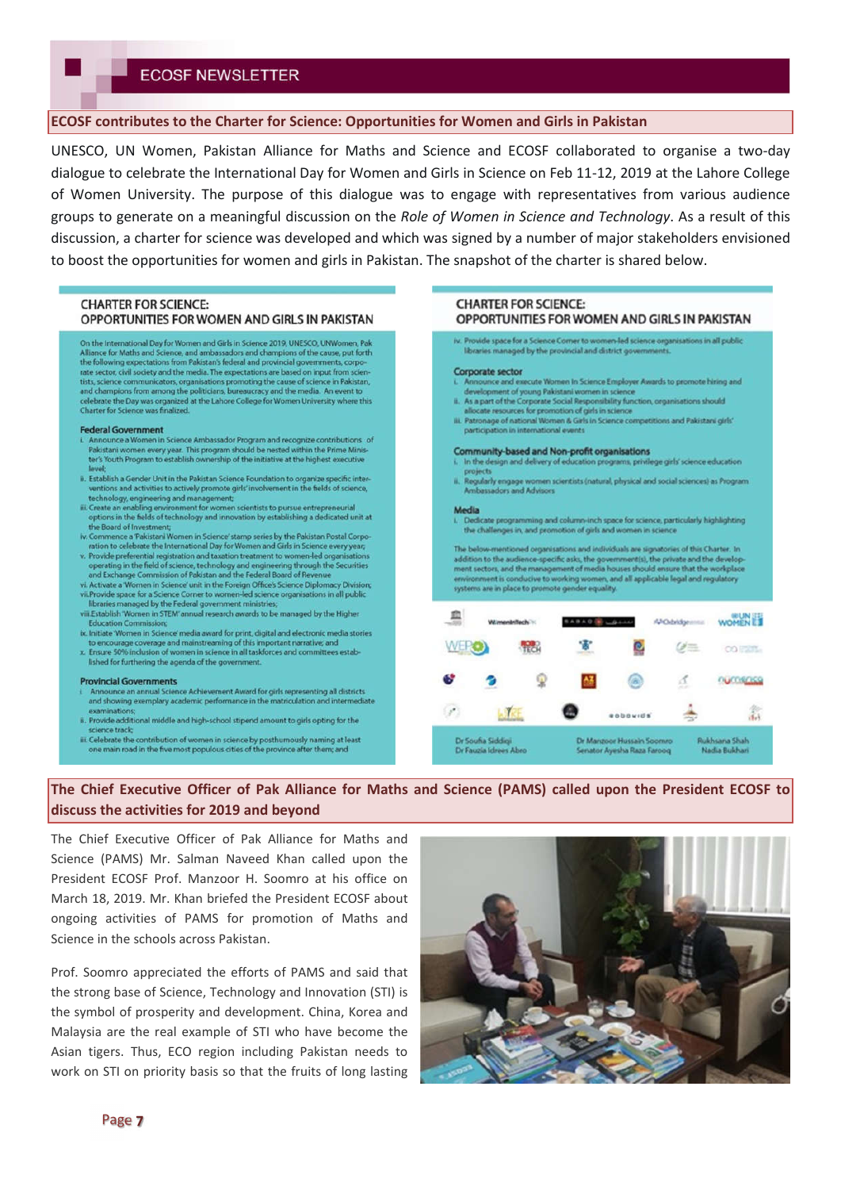## ECOSF contributes to the Charter for Science: Opportunities for Women and Girls in Pakistan

UNESCO, UN Women, Pakistan Alliance for Maths and Science and ECOSF collaborated to organise a two-day dialogue to celebrate the International Day for Women and Girls in Science on Feb 11-12, 2019 at the Lahore College of Women University. The purpose of this dialogue was to engage with representatives from various audience groups to generate on a meaningful discussion on the *Role of Women in Science and Technology*. As a result of this discussion, a charter for science was developed and which was signed by a number of major stakeholders envisioned to boost the opportunities for women and girls in Pakistan. The snapshot of the charter is shared below.

### CHARTER FOR SCIENCE: OPPORTUNITIES FOR WOMEN AND GIRLS IN PAKISTAN

On the International Day for Women and Girls in Science 2019, UNESCO, UNWomen, Pak Alliance for Maths and Science, and ambassadors and champions of the cause, put forth the following expectations from Pakistan's federal and provincial governments, corporate sector, civil society and the media. The expectations are based on input from scientists, science communicators, organisations promoting the cause of science in Pakistan, and champions from among the politicians, bureaucracy and the media. An event to celebrate the Day was organized at the Lahore College for Women University where this Charter for Science was finalized.

**Federal Government**

i. Announce a Women in Science Ambassador Program and recognize contributions of Pakistani women every year. This program should be nested within the Prime Minister's Youth Program to establish ownership of the initiative at the highest executive level;
ii. Establish a Gender Unit in the Pakistan Science Foundation to organize specific interventions and activities to actively promote girls' involvement in the fields of science, technology, engineering and management;
iii. Create an enabling environment for women scientists to pursue entrepreneurial options in the fields of technology and innovation by establishing a dedicated unit at the Board of Investment;
iv. Commence a 'Pakistani Women in Science' stamp series by the Pakistan Postal Corporation to celebrate the International Day for Women and Girls in Science every year;
v. Provide preferential registration and taxation treatment to women-led organisations operating in the field of science, technology and engineering through the Securities and Exchange Commission of Pakistan and the Federal Board of Revenue
vi. Activate a 'Women in Science' unit in the Foreign Office's Science Diplomacy Division;
vii. Provide space for a Science Corner to women-led science organisations in all public libraries managed by the Federal government ministries;
viii. Establish 'Women in STEM' annual research awards to be managed by the Higher Education Commission;
ix. Initiate 'Women in Science' media award for print, digital and electronic media stories to encourage coverage and mainstreaming of this important narrative; and
x. Ensure 50% inclusion of women in science in all taskforces and committees established for furthering the agenda of the government.

**Provincial Governments**

i. Announce an annual Science Achievement Award for girls representing all districts and showing exemplary academic performance in the matriculation and intermediate examinations;
ii. Provide additional middle and high-school stipend amount to girls opting for the science track;
iii. Celebrate the contribution of women in science by posthumously naming at least one main road in the five most populous cities of the province after them; and
iv. Provide space for a Science Corner to women-led science organisations in all public libraries managed by the provincial and district governments.

**Corporate sector**

i. Announce and execute Women In Science Employer Awards to promote hiring and development of young Pakistani women in science
ii. As a part of the Corporate Social Responsibility function, organisations should allocate resources for promotion of girls in science
iii. Patronage of national Women & Girls in Science competitions and Pakistani girls' participation in international events

**Community-based and Non-profit organisations**

i. In the design and delivery of education programs, privilege girls' science education projects
ii. Regularly engage women scientists (natural, physical and social sciences) as Program Ambassadors and Advisors

**Media**

i. Dedicate programming and column-inch space for science, particularly highlighting the challenges in, and promotion of girls and women in science

The below-mentioned organisations and individuals are signatories of this Charter. In addition to the audience-specific asks, the government(s), the private and the development sectors, and the management of media houses should ensure that the workplace environment is conducive to working women, and all applicable legal and regulatory systems are in place to promote gender equality.

Dr Soufia Siddiqi
Dr Fauzia Idrees Abro
Dr Manzoor Hussain Soomro
Senator Ayesha Raza Farooq
Rukhsana Shah
Nadia Bukhari

## The Chief Executive Officer of Pak Alliance for Maths and Science (PAMS) called upon the President ECOSF to discuss the activities for 2019 and beyond

The Chief Executive Officer of Pak Alliance for Maths and Science (PAMS) Mr. Salman Naveed Khan called upon the President ECOSF Prof. Manzoor H. Soomro at his office on March 18, 2019. Mr. Khan briefed the President ECOSF about ongoing activities of PAMS for promotion of Maths and Science in the schools across Pakistan.

Prof. Soomro appreciated the efforts of PAMS and said that the strong base of Science, Technology and Innovation (STI) is the symbol of prosperity and development. China, Korea and Malaysia are the real example of STI who have become the Asian tigers. Thus, ECO region including Pakistan needs to work on STI on priority basis so that the fruits of long lasting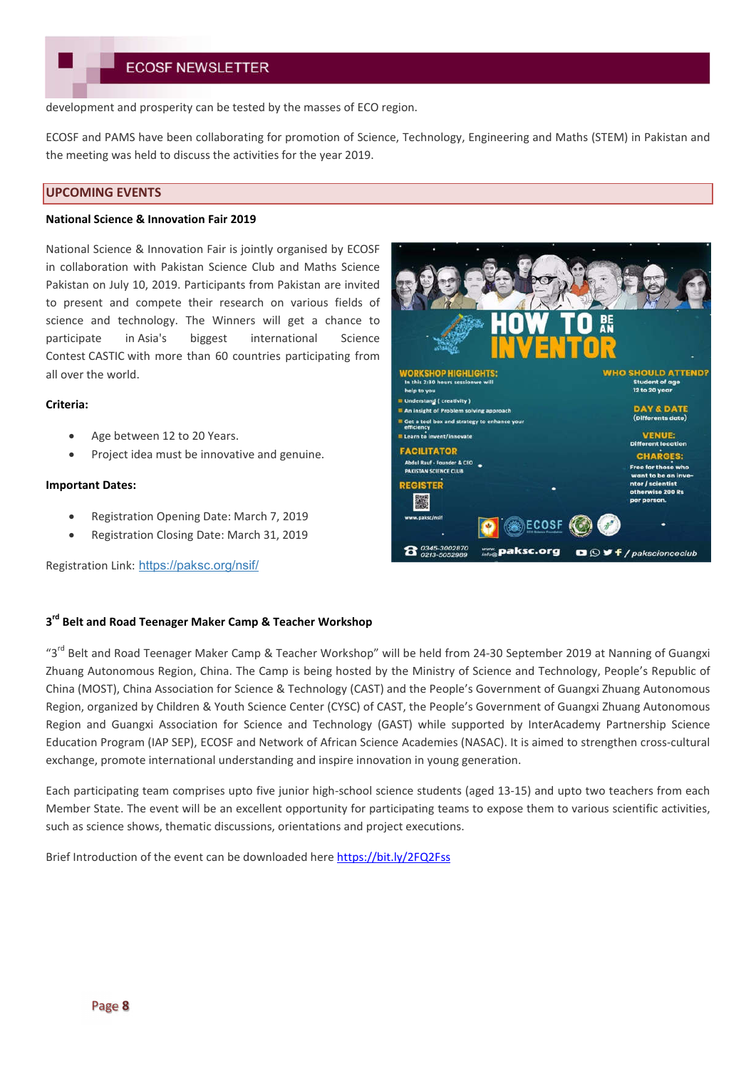development and prosperity can be tested by the masses of ECO region.

ECOSF and PAMS have been collaborating for promotion of Science, Technology, Engineering and Maths (STEM) in Pakistan and the meeting was held to discuss the activities for the year 2019.

## UPCOMING EVENTS

### National Science & Innovation Fair 2019

National Science & Innovation Fair is jointly organised by ECOSF in collaboration with Pakistan Science Club and Maths Science Pakistan on July 10, 2019. Participants from Pakistan are invited to present and compete their research on various fields of science and technology. The Winners will get a chance to participate in Asia's biggest international Science Contest CASTIC with more than 60 countries participating from all over the world.

**Criteria:**

- Age between 12 to 20 Years.
- Project idea must be innovative and genuine.

**Important Dates:**

- Registration Opening Date: March 7, 2019
- Registration Closing Date: March 31, 2019

Registration Link: https://paksc.org/nsif/

### 3rd Belt and Road Teenager Maker Camp & Teacher Workshop

"3rd Belt and Road Teenager Maker Camp & Teacher Workshop" will be held from 24-30 September 2019 at Nanning of Guangxi Zhuang Autonomous Region, China. The Camp is being hosted by the Ministry of Science and Technology, People's Republic of China (MOST), China Association for Science & Technology (CAST) and the People's Government of Guangxi Zhuang Autonomous Region, organized by Children & Youth Science Center (CYSC) of CAST, the People's Government of Guangxi Zhuang Autonomous Region and Guangxi Association for Science and Technology (GAST) while supported by InterAcademy Partnership Science Education Program (IAP SEP), ECOSF and Network of African Science Academies (NASAC). It is aimed to strengthen cross-cultural exchange, promote international understanding and inspire innovation in young generation.

Each participating team comprises upto five junior high-school science students (aged 13-15) and upto two teachers from each Member State. The event will be an excellent opportunity for participating teams to expose them to various scientific activities, such as science shows, thematic discussions, orientations and project executions.

Brief Introduction of the event can be downloaded here https://bit.ly/2FQ2Fss